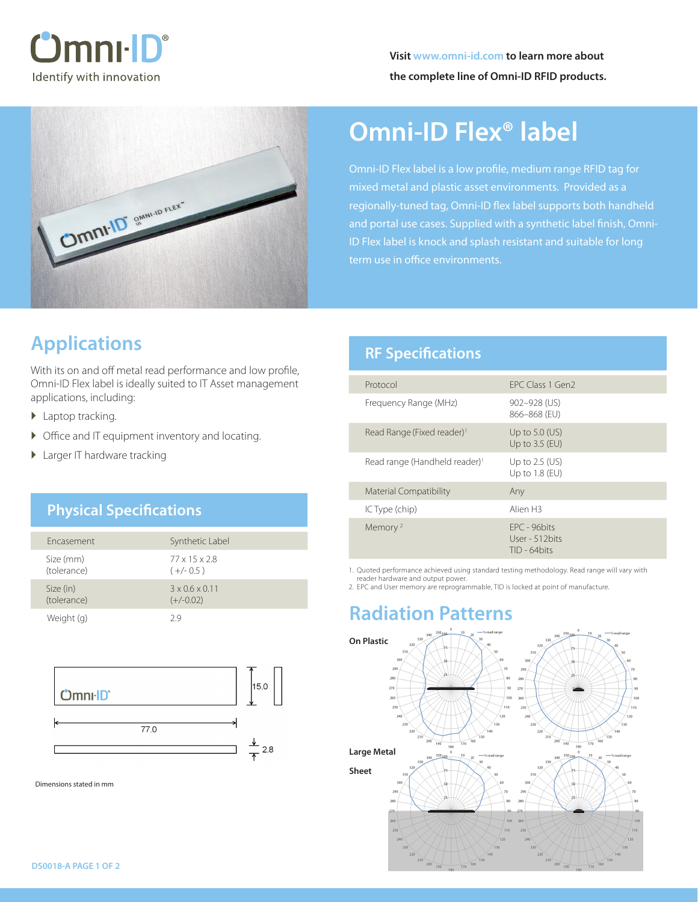Omni-ID®

Identify with innovation

**Visit www.omni-id.com to learn more about the complete line of Omni-ID RFID products.**

# Omni-ID Flex® label

Omni-ID Flex label is a low profile, medium range RFID tag for mixed metal and plastic asset environments. Provided as a regionally-tuned tag, Omni-ID flex label supports both handheld and portal use cases. Supplied with a synthetic label finish, Omni-ID Flex label is knock and splash resistant and suitable for long term use in office environments.

## Applications

With its on and off metal read performance and low profile, Omni-ID Flex label is ideally suited to IT Asset management applications, including:

- Laptop tracking.
- Office and IT equipment inventory and locating.
- Larger IT hardware tracking

## Physical Specifications

| | |
|---|---|
| Encasement | Synthetic Label |
| Size (mm) (tolerance) | 77 x 15 x 2.8 ( +/- 0.5 ) |
| Size (in) (tolerance) | 3 x 0.6 x 0.11 (+/-0.02) |
| Weight (g) | 2.9 |

Omni-ID

15.0

77.0

2.8

Dimensions stated in mm

## RF Specifications

| | |
|---|---|
| Protocol | EPC Class 1 Gen2 |
| Frequency Range (MHz) | 902–928 (US) 866–868 (EU) |
| Read Range (Fixed reader)[1] | Up to 5.0 (US) Up to 3.5 (EU) |
| Read range (Handheld reader)[1] | Up to 2.5 (US) Up to 1.8 (EU) |
| Material Compatibility | Any |
| IC Type (chip) | Alien H3 |
| Memory [2] | EPC - 96bits User - 512bits TID - 64bits |

1. Quoted performance achieved using standard testing methodology. Read range will vary with reader hardware and output power.
2. EPC and User memory are reprogrammable, TID is locked at point of manufacture.

## Radiation Patterns

**On Plastic**

**Large Metal Sheet**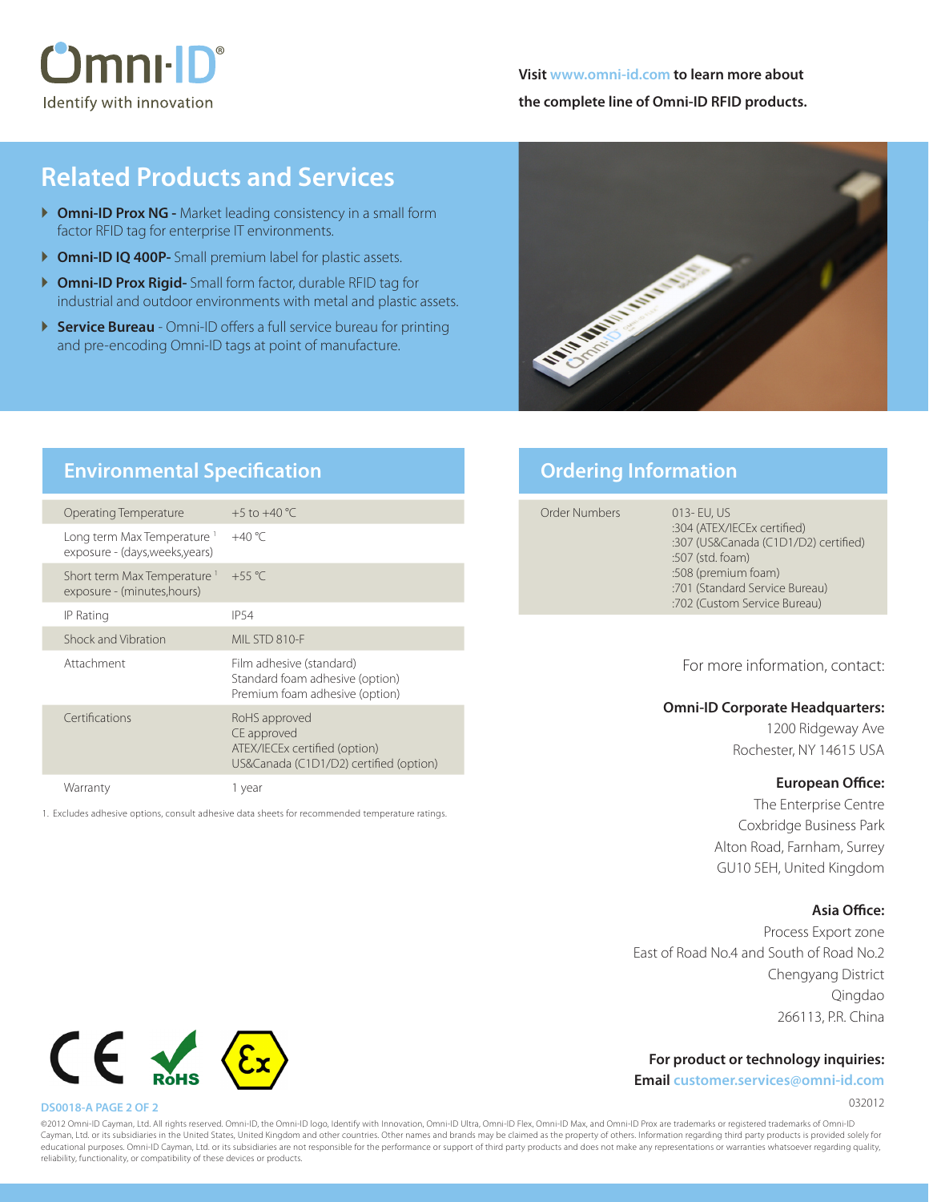Omni-ID®
Identify with innovation

**Visit www.omni-id.com to learn more about the complete line of Omni-ID RFID products.**

## Related Products and Services

- **Omni-ID Prox NG -** Market leading consistency in a small form factor RFID tag for enterprise IT environments.
- **Omni-ID IQ 400P-** Small premium label for plastic assets.
- **Omni-ID Prox Rigid-** Small form factor, durable RFID tag for industrial and outdoor environments with metal and plastic assets.
- **Service Bureau** - Omni-ID offers a full service bureau for printing and pre-encoding Omni-ID tags at point of manufacture.

## Environmental Specification

| | |
|---|---|
| Operating Temperature | +5 to +40 °C |
| Long term Max Temperature [1] exposure - (days,weeks,years) | +40 °C |
| Short term Max Temperature [1] exposure - (minutes,hours) | +55 °C |
| IP Rating | IP54 |
| Shock and Vibration | MIL STD 810-F |
| Attachment | Film adhesive (standard)<br>Standard foam adhesive (option)<br>Premium foam adhesive (option) |
| Certifications | RoHS approved<br>CE approved<br>ATEX/IECEx certified (option)<br>US&Canada (C1D1/D2) certified (option) |
| Warranty | 1 year |

1. Excludes adhesive options, consult adhesive data sheets for recommended temperature ratings.

## Ordering Information

| | |
|---|---|
| Order Numbers | 013- EU, US<br>:304 (ATEX/IECEx certified)<br>:307 (US&Canada (C1D1/D2) certified)<br>:507 (std. foam)<br>:508 (premium foam)<br>:701 (Standard Service Bureau)<br>:702 (Custom Service Bureau) |

For more information, contact:

**Omni-ID Corporate Headquarters:**
1200 Ridgeway Ave
Rochester, NY 14615 USA

**European Office:**
The Enterprise Centre
Coxbridge Business Park
Alton Road, Farnham, Surrey
GU10 5EH, United Kingdom

**Asia Office:**
Process Export zone
East of Road No.4 and South of Road No.2
Chengyang District
Qingdao
266113, P.R. China

**For product or technology inquiries:**
**Email** customer.services@omni-id.com

DS0018-A PAGE 2 OF 2

032012

©2012 Omni-ID Cayman, Ltd. All rights reserved. Omni-ID, the Omni-ID logo, Identify with Innovation, Omni-ID Ultra, Omni-ID Flex, Omni-ID Max, and Omni-ID Prox are trademarks or registered trademarks of Omni-ID Cayman, Ltd. or its subsidiaries in the United States, United Kingdom and other countries. Other names and brands may be claimed as the property of others. Information regarding third party products is provided solely for educational purposes. Omni-ID Cayman, Ltd. or its subsidiaries are not responsible for the performance or support of third party products and does not make any representations or warranties whatsoever regarding quality, reliability, functionality, or compatibility of these devices or products.